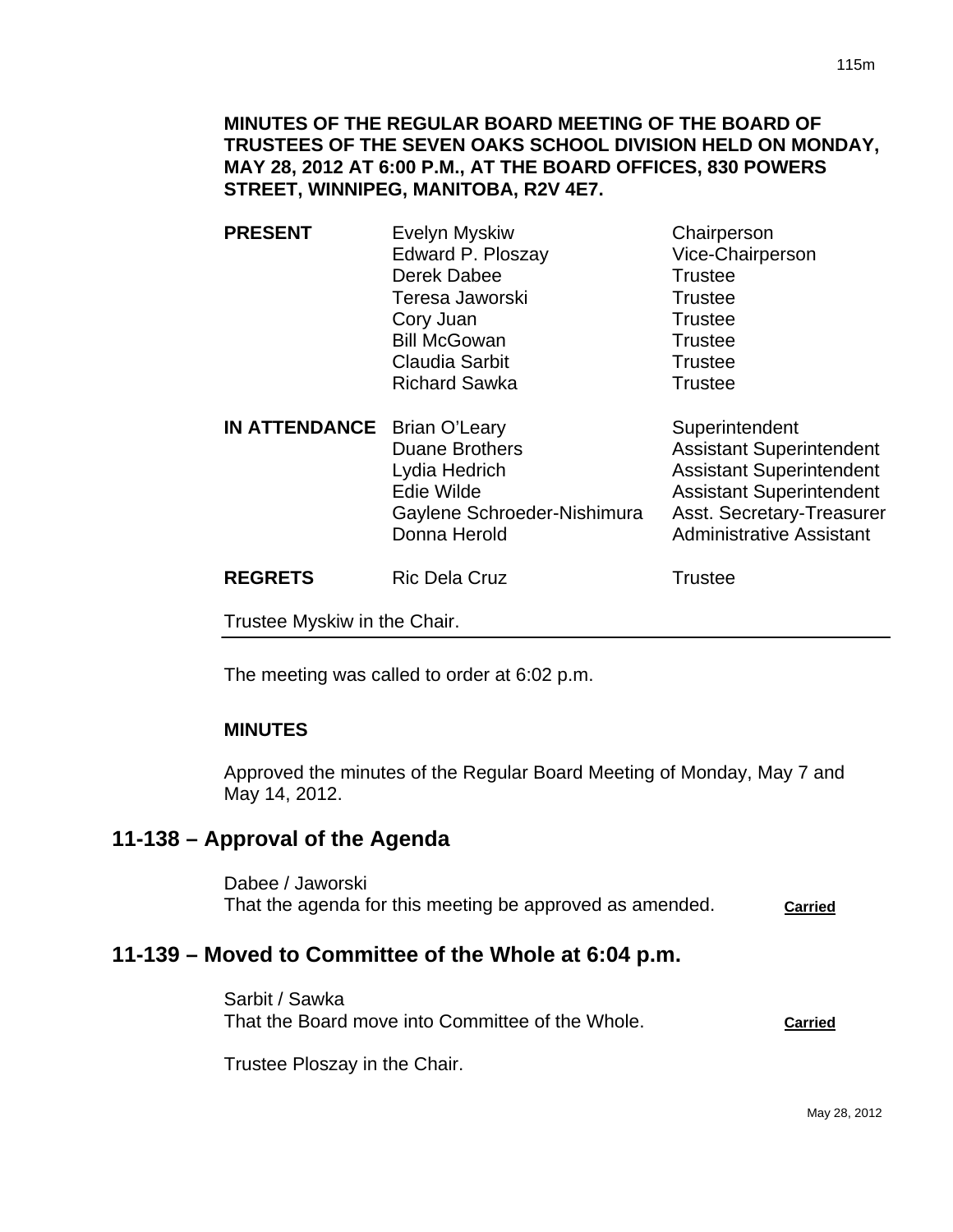**MINUTES OF THE REGULAR BOARD MEETING OF THE BOARD OF TRUSTEES OF THE SEVEN OAKS SCHOOL DIVISION HELD ON MONDAY, MAY 28, 2012 AT 6:00 P.M., AT THE BOARD OFFICES, 830 POWERS STREET, WINNIPEG, MANITOBA, R2V 4E7.**

| | | |
|---|---|---|
| **PRESENT** | Evelyn Myskiw | Chairperson |
| | Edward P. Ploszay | Vice-Chairperson |
| | Derek Dabee | Trustee |
| | Teresa Jaworski | Trustee |
| | Cory Juan | Trustee |
| | Bill McGowan | Trustee |
| | Claudia Sarbit | Trustee |
| | Richard Sawka | Trustee |
| **IN ATTENDANCE** | Brian O'Leary | Superintendent |
| | Duane Brothers | Assistant Superintendent |
| | Lydia Hedrich | Assistant Superintendent |
| | Edie Wilde | Assistant Superintendent |
| | Gaylene Schroeder-Nishimura | Asst. Secretary-Treasurer |
| | Donna Herold | Administrative Assistant |
| **REGRETS** | Ric Dela Cruz | Trustee |

Trustee Myskiw in the Chair.

The meeting was called to order at 6:02 p.m.

**MINUTES**

Approved the minutes of the Regular Board Meeting of Monday, May 7 and May 14, 2012.

## 11-138 – Approval of the Agenda

Dabee / Jaworski
That the agenda for this meeting be approved as amended. **Carried**

## 11-139 – Moved to Committee of the Whole at 6:04 p.m.

Sarbit / Sawka
That the Board move into Committee of the Whole. **Carried**

Trustee Ploszay in the Chair.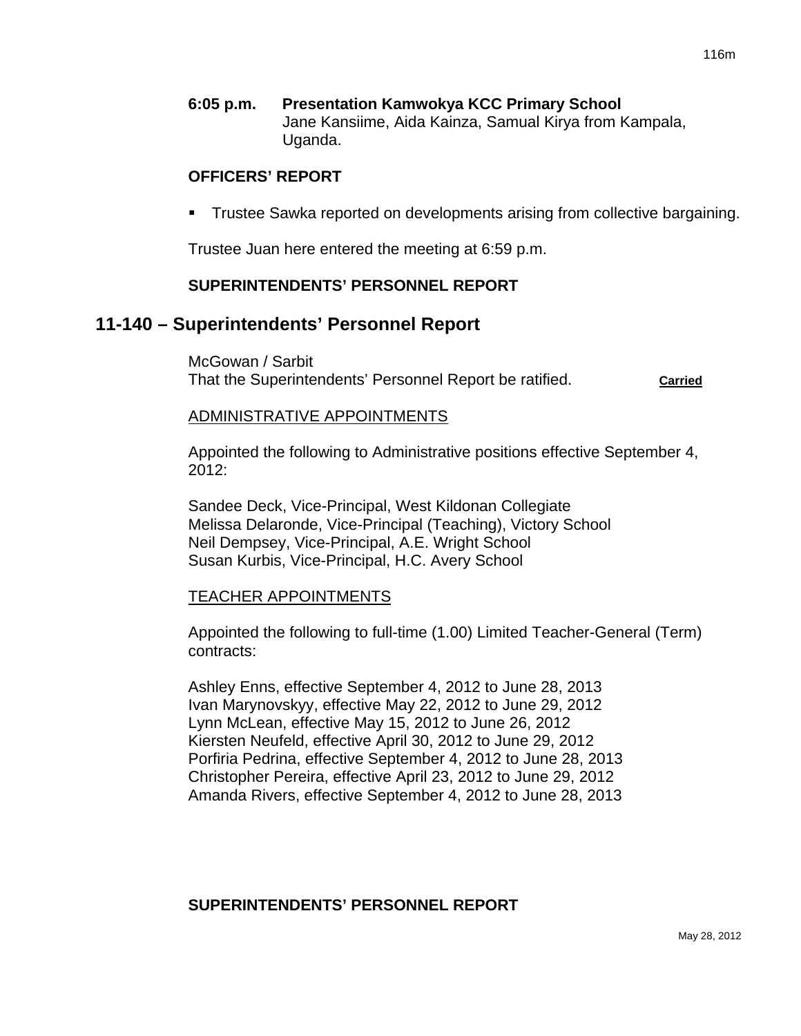**6:05 p.m. Presentation Kamwokya KCC Primary School**
Jane Kansiime, Aida Kainza, Samual Kirya from Kampala, Uganda.

**OFFICERS' REPORT**

- Trustee Sawka reported on developments arising from collective bargaining.

Trustee Juan here entered the meeting at 6:59 p.m.

**SUPERINTENDENTS' PERSONNEL REPORT**

## 11-140 – Superintendents' Personnel Report

McGowan / Sarbit
That the Superintendents' Personnel Report be ratified. **Carried**

ADMINISTRATIVE APPOINTMENTS

Appointed the following to Administrative positions effective September 4, 2012:

Sandee Deck, Vice-Principal, West Kildonan Collegiate
Melissa Delaronde, Vice-Principal (Teaching), Victory School
Neil Dempsey, Vice-Principal, A.E. Wright School
Susan Kurbis, Vice-Principal, H.C. Avery School

TEACHER APPOINTMENTS

Appointed the following to full-time (1.00) Limited Teacher-General (Term) contracts:

Ashley Enns, effective September 4, 2012 to June 28, 2013
Ivan Marynovskyy, effective May 22, 2012 to June 29, 2012
Lynn McLean, effective May 15, 2012 to June 26, 2012
Kiersten Neufeld, effective April 30, 2012 to June 29, 2012
Porfiria Pedrina, effective September 4, 2012 to June 28, 2013
Christopher Pereira, effective April 23, 2012 to June 29, 2012
Amanda Rivers, effective September 4, 2012 to June 28, 2013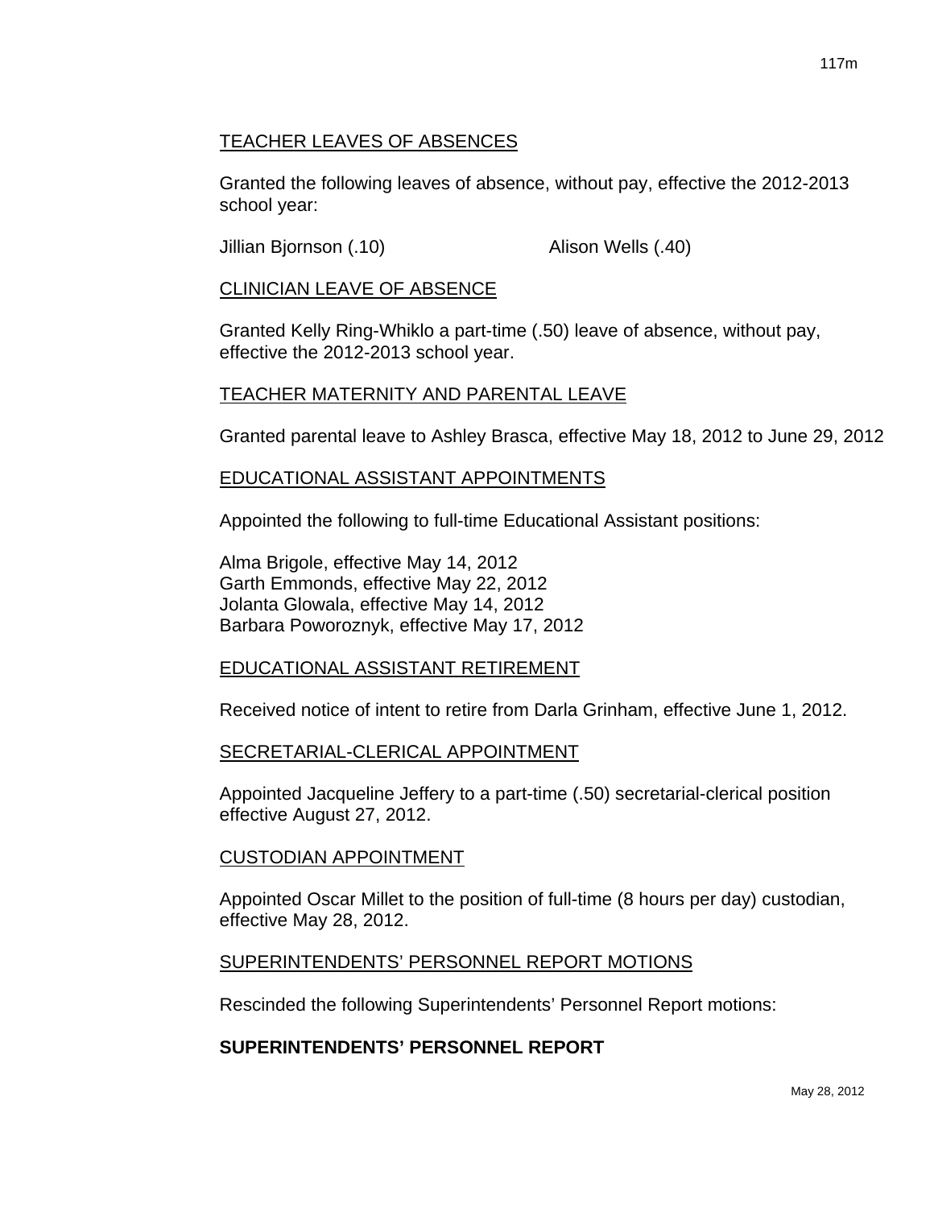TEACHER LEAVES OF ABSENCES

Granted the following leaves of absence, without pay, effective the 2012-2013 school year:

Jillian Bjornson (.10) Alison Wells (.40)

CLINICIAN LEAVE OF ABSENCE

Granted Kelly Ring-Whiklo a part-time (.50) leave of absence, without pay, effective the 2012-2013 school year.

TEACHER MATERNITY AND PARENTAL LEAVE

Granted parental leave to Ashley Brasca, effective May 18, 2012 to June 29, 2012

EDUCATIONAL ASSISTANT APPOINTMENTS

Appointed the following to full-time Educational Assistant positions:

Alma Brigole, effective May 14, 2012
Garth Emmonds, effective May 22, 2012
Jolanta Glowala, effective May 14, 2012
Barbara Poworoznyk, effective May 17, 2012

EDUCATIONAL ASSISTANT RETIREMENT

Received notice of intent to retire from Darla Grinham, effective June 1, 2012.

SECRETARIAL-CLERICAL APPOINTMENT

Appointed Jacqueline Jeffery to a part-time (.50) secretarial-clerical position effective August 27, 2012.

CUSTODIAN APPOINTMENT

Appointed Oscar Millet to the position of full-time (8 hours per day) custodian, effective May 28, 2012.

SUPERINTENDENTS' PERSONNEL REPORT MOTIONS

Rescinded the following Superintendents' Personnel Report motions:

**SUPERINTENDENTS' PERSONNEL REPORT**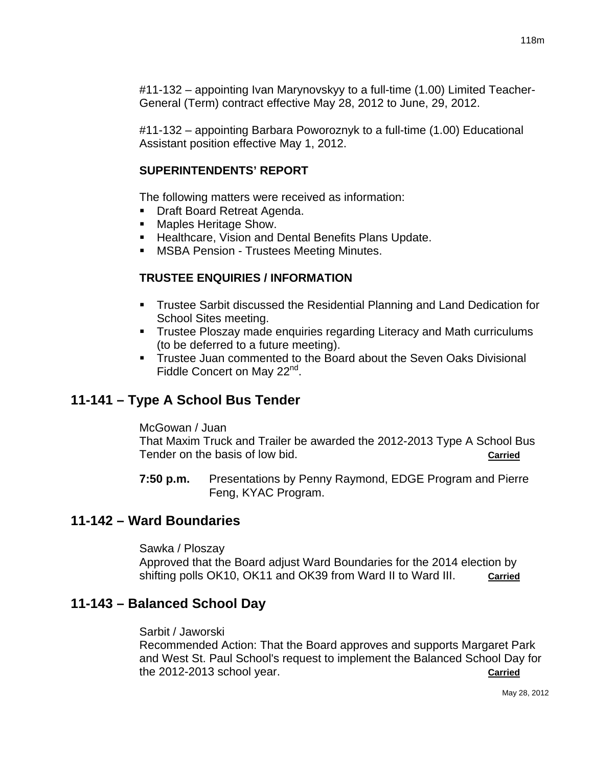#11-132 – appointing Ivan Marynovskyy to a full-time (1.00) Limited Teacher-General (Term) contract effective May 28, 2012 to June, 29, 2012.

#11-132 – appointing Barbara Poworoznyk to a full-time (1.00) Educational Assistant position effective May 1, 2012.

**SUPERINTENDENTS' REPORT**

The following matters were received as information:

- Draft Board Retreat Agenda.
- Maples Heritage Show.
- Healthcare, Vision and Dental Benefits Plans Update.
- MSBA Pension - Trustees Meeting Minutes.

**TRUSTEE ENQUIRIES / INFORMATION**

- Trustee Sarbit discussed the Residential Planning and Land Dedication for School Sites meeting.
- Trustee Ploszay made enquiries regarding Literacy and Math curriculums (to be deferred to a future meeting).
- Trustee Juan commented to the Board about the Seven Oaks Divisional Fiddle Concert on May 22nd.

## 11-141 – Type A School Bus Tender

McGowan / Juan
That Maxim Truck and Trailer be awarded the 2012-2013 Type A School Bus Tender on the basis of low bid. **Carried**

**7:50 p.m.** Presentations by Penny Raymond, EDGE Program and Pierre Feng, KYAC Program.

## 11-142 – Ward Boundaries

Sawka / Ploszay
Approved that the Board adjust Ward Boundaries for the 2014 election by shifting polls OK10, OK11 and OK39 from Ward II to Ward III. **Carried**

## 11-143 – Balanced School Day

Sarbit / Jaworski
Recommended Action: That the Board approves and supports Margaret Park and West St. Paul School's request to implement the Balanced School Day for the 2012-2013 school year. **Carried**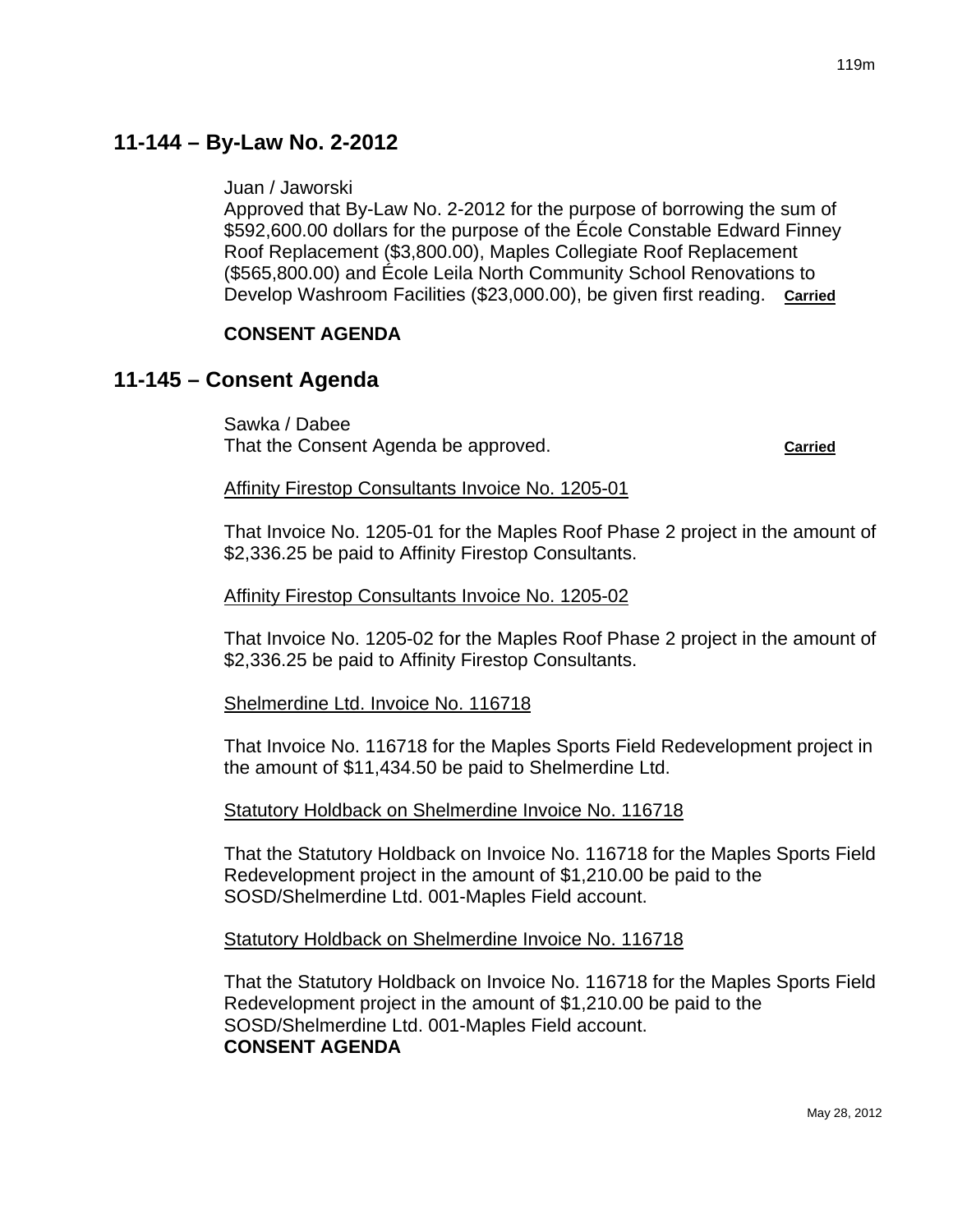## 11-144 – By-Law No. 2-2012

Juan / Jaworski
Approved that By-Law No. 2-2012 for the purpose of borrowing the sum of $592,600.00 dollars for the purpose of the École Constable Edward Finney Roof Replacement ($3,800.00), Maples Collegiate Roof Replacement ($565,800.00) and École Leila North Community School Renovations to Develop Washroom Facilities ($23,000.00), be given first reading. **Carried**

**CONSENT AGENDA**

## 11-145 – Consent Agenda

Sawka / Dabee
That the Consent Agenda be approved. **Carried**

Affinity Firestop Consultants Invoice No. 1205-01

That Invoice No. 1205-01 for the Maples Roof Phase 2 project in the amount of $2,336.25 be paid to Affinity Firestop Consultants.

Affinity Firestop Consultants Invoice No. 1205-02

That Invoice No. 1205-02 for the Maples Roof Phase 2 project in the amount of $2,336.25 be paid to Affinity Firestop Consultants.

Shelmerdine Ltd. Invoice No. 116718

That Invoice No. 116718 for the Maples Sports Field Redevelopment project in the amount of $11,434.50 be paid to Shelmerdine Ltd.

Statutory Holdback on Shelmerdine Invoice No. 116718

That the Statutory Holdback on Invoice No. 116718 for the Maples Sports Field Redevelopment project in the amount of $1,210.00 be paid to the SOSD/Shelmerdine Ltd. 001-Maples Field account.

Statutory Holdback on Shelmerdine Invoice No. 116718

That the Statutory Holdback on Invoice No. 116718 for the Maples Sports Field Redevelopment project in the amount of $1,210.00 be paid to the SOSD/Shelmerdine Ltd. 001-Maples Field account.
**CONSENT AGENDA**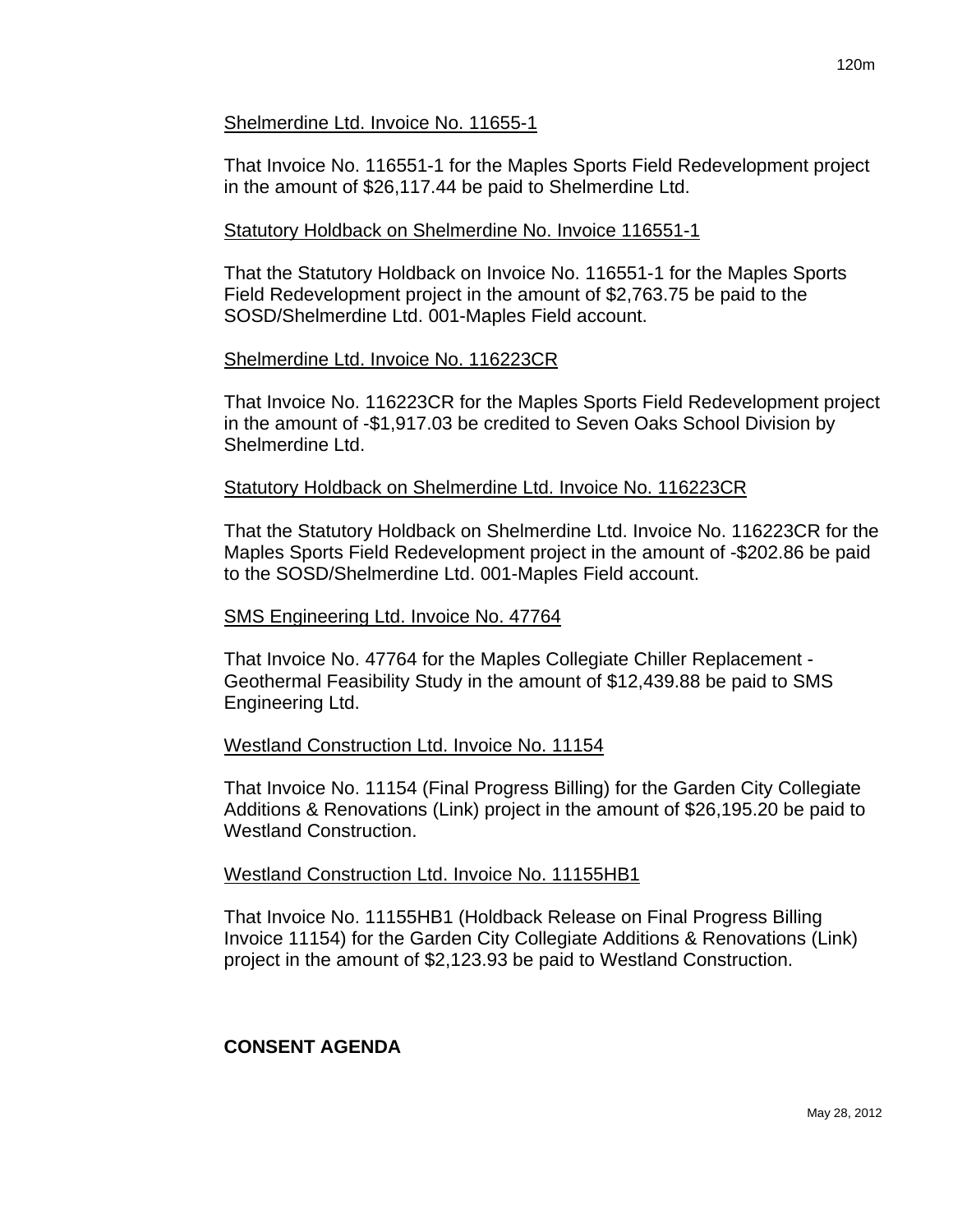<u>Shelmerdine Ltd. Invoice No. 11655-1</u>

That Invoice No. 116551-1 for the Maples Sports Field Redevelopment project in the amount of $26,117.44 be paid to Shelmerdine Ltd.

<u>Statutory Holdback on Shelmerdine No. Invoice 116551-1</u>

That the Statutory Holdback on Invoice No. 116551-1 for the Maples Sports Field Redevelopment project in the amount of $2,763.75 be paid to the SOSD/Shelmerdine Ltd. 001-Maples Field account.

<u>Shelmerdine Ltd. Invoice No. 116223CR</u>

That Invoice No. 116223CR for the Maples Sports Field Redevelopment project in the amount of -$1,917.03 be credited to Seven Oaks School Division by Shelmerdine Ltd.

<u>Statutory Holdback on Shelmerdine Ltd. Invoice No. 116223CR</u>

That the Statutory Holdback on Shelmerdine Ltd. Invoice No. 116223CR for the Maples Sports Field Redevelopment project in the amount of -$202.86 be paid to the SOSD/Shelmerdine Ltd. 001-Maples Field account.

<u>SMS Engineering Ltd. Invoice No. 47764</u>

That Invoice No. 47764 for the Maples Collegiate Chiller Replacement - Geothermal Feasibility Study in the amount of $12,439.88 be paid to SMS Engineering Ltd.

<u>Westland Construction Ltd. Invoice No. 11154</u>

That Invoice No. 11154 (Final Progress Billing) for the Garden City Collegiate Additions & Renovations (Link) project in the amount of $26,195.20 be paid to Westland Construction.

<u>Westland Construction Ltd. Invoice No. 11155HB1</u>

That Invoice No. 11155HB1 (Holdback Release on Final Progress Billing Invoice 11154) for the Garden City Collegiate Additions & Renovations (Link) project in the amount of $2,123.93 be paid to Westland Construction.

**CONSENT AGENDA**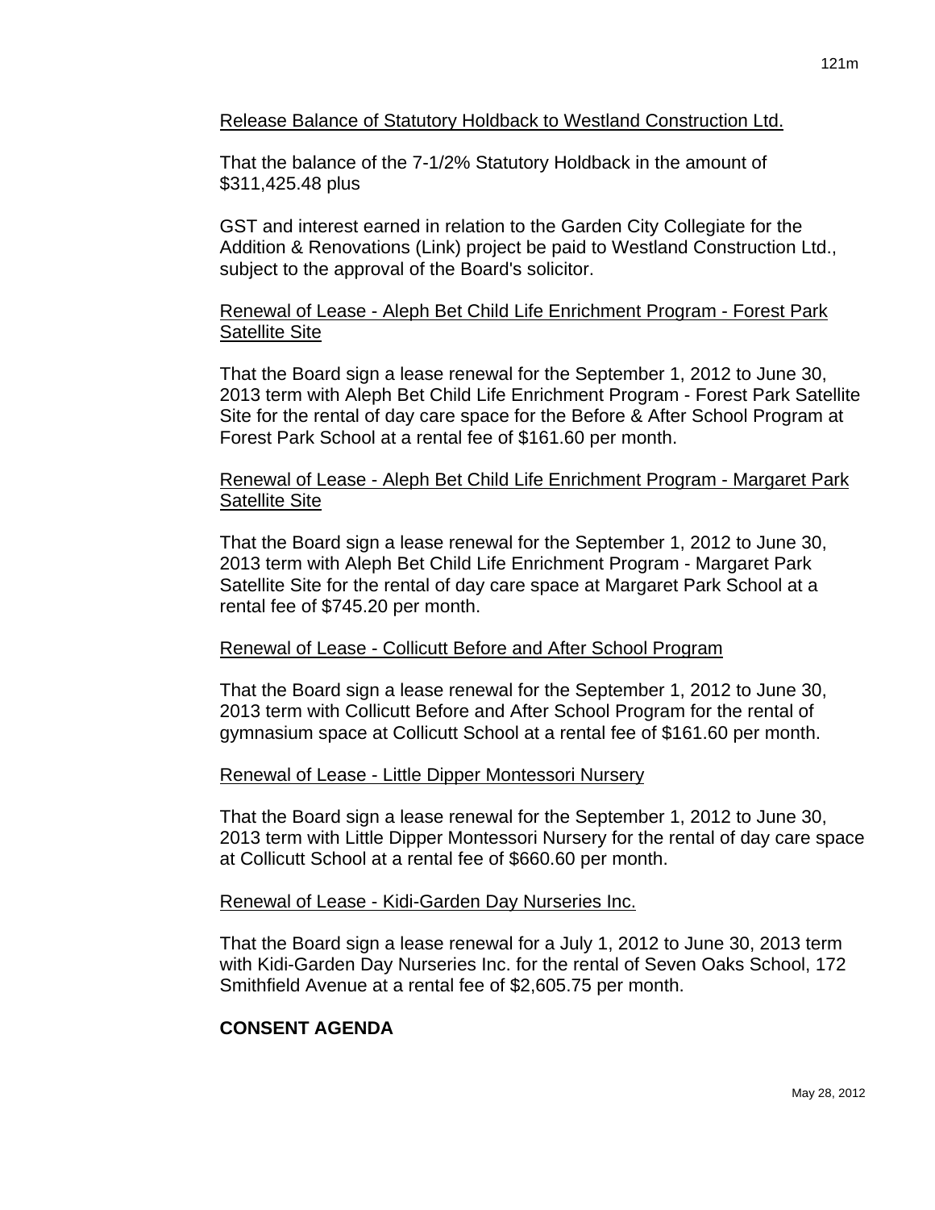Release Balance of Statutory Holdback to Westland Construction Ltd.

That the balance of the 7-1/2% Statutory Holdback in the amount of $311,425.48 plus

GST and interest earned in relation to the Garden City Collegiate for the Addition & Renovations (Link) project be paid to Westland Construction Ltd., subject to the approval of the Board's solicitor.

Renewal of Lease - Aleph Bet Child Life Enrichment Program - Forest Park Satellite Site

That the Board sign a lease renewal for the September 1, 2012 to June 30, 2013 term with Aleph Bet Child Life Enrichment Program - Forest Park Satellite Site for the rental of day care space for the Before & After School Program at Forest Park School at a rental fee of $161.60 per month.

Renewal of Lease - Aleph Bet Child Life Enrichment Program - Margaret Park Satellite Site

That the Board sign a lease renewal for the September 1, 2012 to June 30, 2013 term with Aleph Bet Child Life Enrichment Program - Margaret Park Satellite Site for the rental of day care space at Margaret Park School at a rental fee of $745.20 per month.

Renewal of Lease - Collicutt Before and After School Program

That the Board sign a lease renewal for the September 1, 2012 to June 30, 2013 term with Collicutt Before and After School Program for the rental of gymnasium space at Collicutt School at a rental fee of $161.60 per month.

Renewal of Lease - Little Dipper Montessori Nursery

That the Board sign a lease renewal for the September 1, 2012 to June 30, 2013 term with Little Dipper Montessori Nursery for the rental of day care space at Collicutt School at a rental fee of $660.60 per month.

Renewal of Lease - Kidi-Garden Day Nurseries Inc.

That the Board sign a lease renewal for a July 1, 2012 to June 30, 2013 term with Kidi-Garden Day Nurseries Inc. for the rental of Seven Oaks School, 172 Smithfield Avenue at a rental fee of $2,605.75 per month.

**CONSENT AGENDA**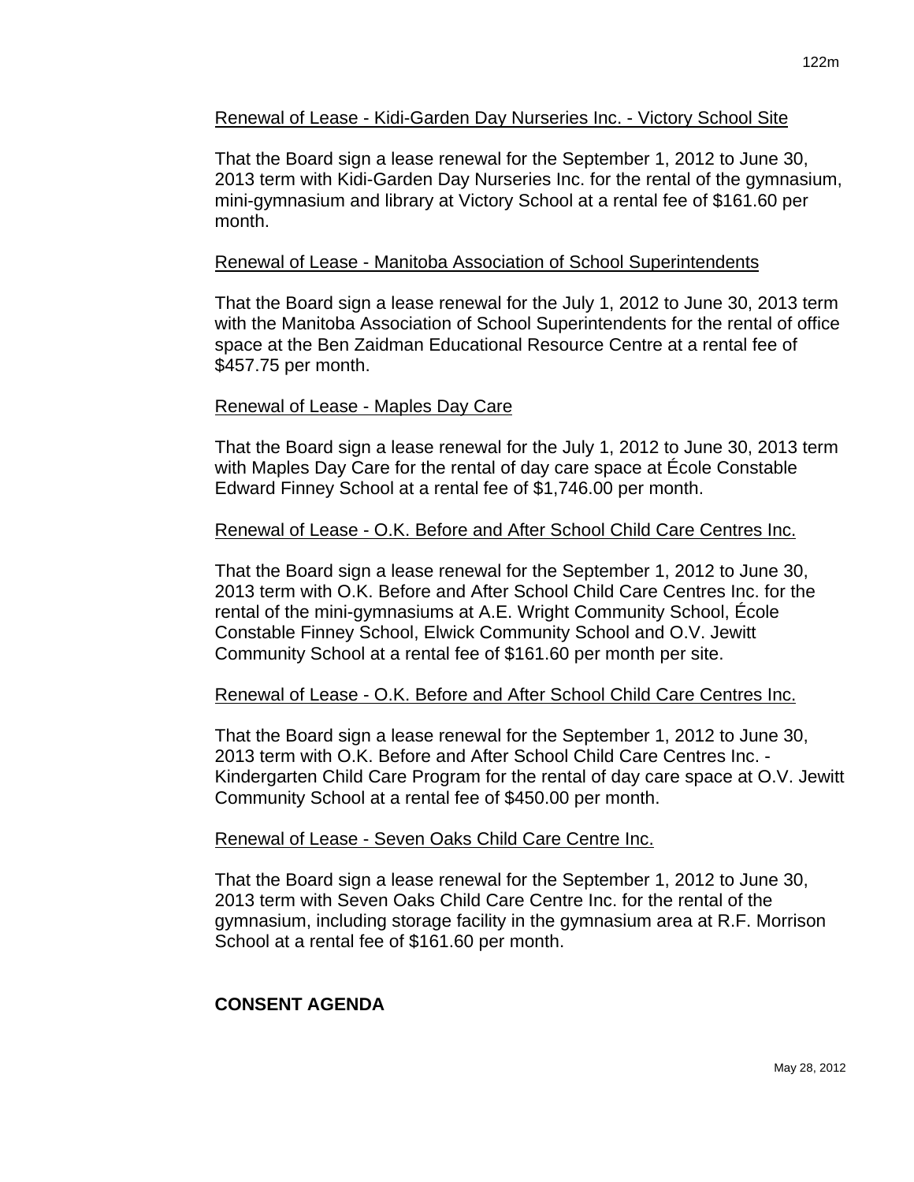Renewal of Lease - Kidi-Garden Day Nurseries Inc. - Victory School Site

That the Board sign a lease renewal for the September 1, 2012 to June 30, 2013 term with Kidi-Garden Day Nurseries Inc. for the rental of the gymnasium, mini-gymnasium and library at Victory School at a rental fee of $161.60 per month.

Renewal of Lease - Manitoba Association of School Superintendents

That the Board sign a lease renewal for the July 1, 2012 to June 30, 2013 term with the Manitoba Association of School Superintendents for the rental of office space at the Ben Zaidman Educational Resource Centre at a rental fee of $457.75 per month.

Renewal of Lease - Maples Day Care

That the Board sign a lease renewal for the July 1, 2012 to June 30, 2013 term with Maples Day Care for the rental of day care space at École Constable Edward Finney School at a rental fee of $1,746.00 per month.

Renewal of Lease - O.K. Before and After School Child Care Centres Inc.

That the Board sign a lease renewal for the September 1, 2012 to June 30, 2013 term with O.K. Before and After School Child Care Centres Inc. for the rental of the mini-gymnasiums at A.E. Wright Community School, École Constable Finney School, Elwick Community School and O.V. Jewitt Community School at a rental fee of $161.60 per month per site.

Renewal of Lease - O.K. Before and After School Child Care Centres Inc.

That the Board sign a lease renewal for the September 1, 2012 to June 30, 2013 term with O.K. Before and After School Child Care Centres Inc. - Kindergarten Child Care Program for the rental of day care space at O.V. Jewitt Community School at a rental fee of $450.00 per month.

Renewal of Lease - Seven Oaks Child Care Centre Inc.

That the Board sign a lease renewal for the September 1, 2012 to June 30, 2013 term with Seven Oaks Child Care Centre Inc. for the rental of the gymnasium, including storage facility in the gymnasium area at R.F. Morrison School at a rental fee of $161.60 per month.

**CONSENT AGENDA**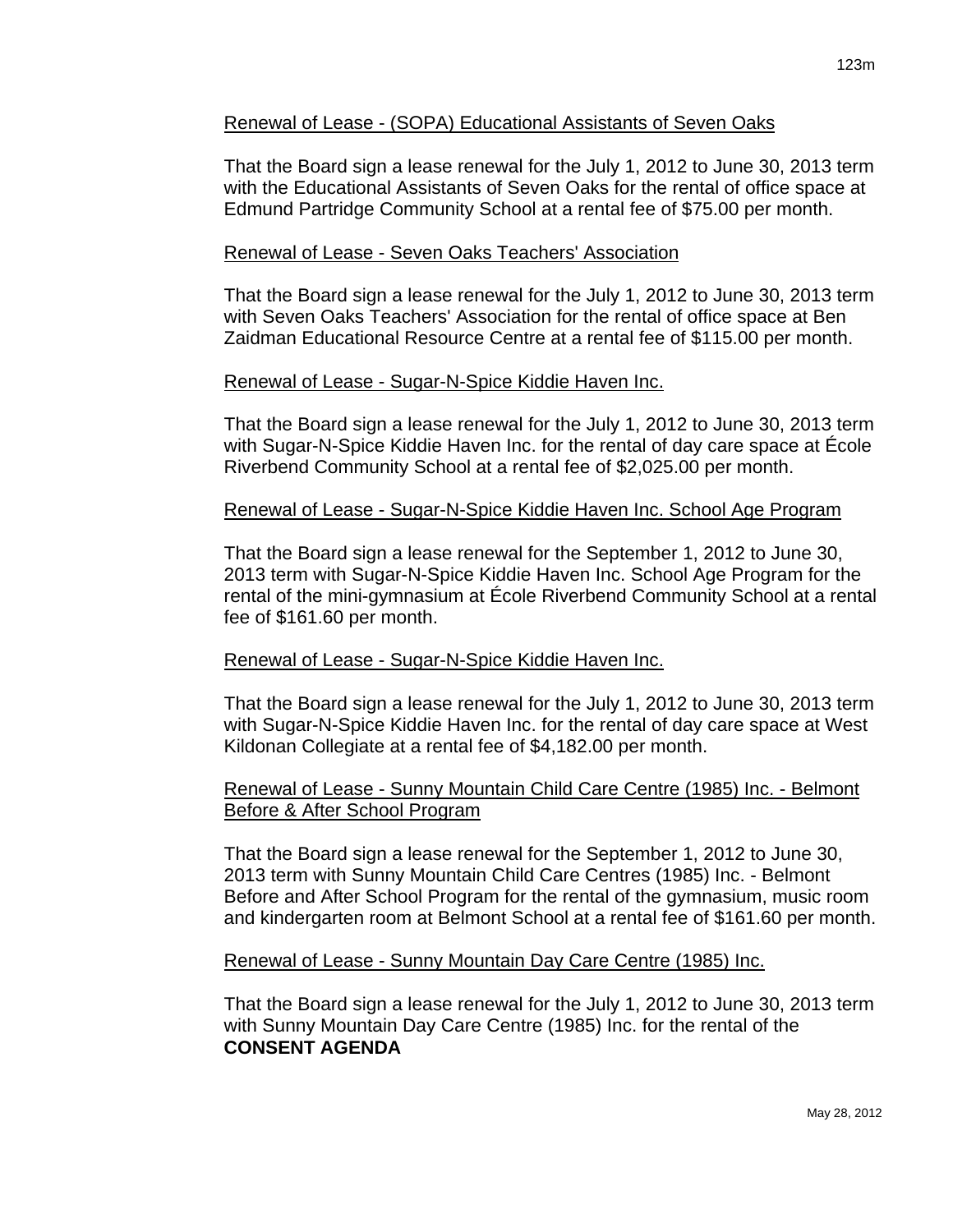Renewal of Lease - (SOPA) Educational Assistants of Seven Oaks

That the Board sign a lease renewal for the July 1, 2012 to June 30, 2013 term with the Educational Assistants of Seven Oaks for the rental of office space at Edmund Partridge Community School at a rental fee of $75.00 per month.

Renewal of Lease - Seven Oaks Teachers' Association

That the Board sign a lease renewal for the July 1, 2012 to June 30, 2013 term with Seven Oaks Teachers' Association for the rental of office space at Ben Zaidman Educational Resource Centre at a rental fee of $115.00 per month.

Renewal of Lease - Sugar-N-Spice Kiddie Haven Inc.

That the Board sign a lease renewal for the July 1, 2012 to June 30, 2013 term with Sugar-N-Spice Kiddie Haven Inc. for the rental of day care space at École Riverbend Community School at a rental fee of $2,025.00 per month.

Renewal of Lease - Sugar-N-Spice Kiddie Haven Inc. School Age Program

That the Board sign a lease renewal for the September 1, 2012 to June 30, 2013 term with Sugar-N-Spice Kiddie Haven Inc. School Age Program for the rental of the mini-gymnasium at École Riverbend Community School at a rental fee of $161.60 per month.

Renewal of Lease - Sugar-N-Spice Kiddie Haven Inc.

That the Board sign a lease renewal for the July 1, 2012 to June 30, 2013 term with Sugar-N-Spice Kiddie Haven Inc. for the rental of day care space at West Kildonan Collegiate at a rental fee of $4,182.00 per month.

Renewal of Lease - Sunny Mountain Child Care Centre (1985) Inc. - Belmont Before & After School Program

That the Board sign a lease renewal for the September 1, 2012 to June 30, 2013 term with Sunny Mountain Child Care Centres (1985) Inc. - Belmont Before and After School Program for the rental of the gymnasium, music room and kindergarten room at Belmont School at a rental fee of $161.60 per month.

Renewal of Lease - Sunny Mountain Day Care Centre (1985) Inc.

That the Board sign a lease renewal for the July 1, 2012 to June 30, 2013 term with Sunny Mountain Day Care Centre (1985) Inc. for the rental of the

**CONSENT AGENDA**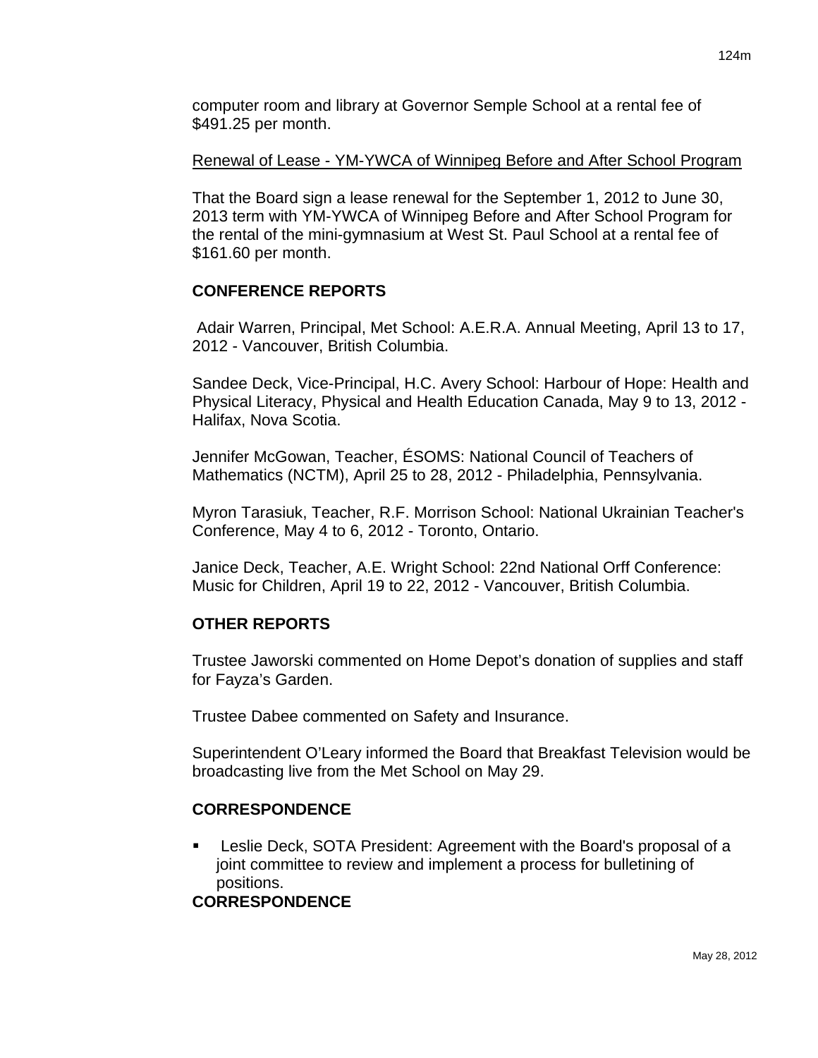computer room and library at Governor Semple School at a rental fee of $491.25 per month.

Renewal of Lease - YM-YWCA of Winnipeg Before and After School Program

That the Board sign a lease renewal for the September 1, 2012 to June 30, 2013 term with YM-YWCA of Winnipeg Before and After School Program for the rental of the mini-gymnasium at West St. Paul School at a rental fee of $161.60 per month.

## CONFERENCE REPORTS

Adair Warren, Principal, Met School: A.E.R.A. Annual Meeting, April 13 to 17, 2012 - Vancouver, British Columbia.

Sandee Deck, Vice-Principal, H.C. Avery School: Harbour of Hope: Health and Physical Literacy, Physical and Health Education Canada, May 9 to 13, 2012 - Halifax, Nova Scotia.

Jennifer McGowan, Teacher, ÉSOMS: National Council of Teachers of Mathematics (NCTM), April 25 to 28, 2012 - Philadelphia, Pennsylvania.

Myron Tarasiuk, Teacher, R.F. Morrison School: National Ukrainian Teacher's Conference, May 4 to 6, 2012 - Toronto, Ontario.

Janice Deck, Teacher, A.E. Wright School: 22nd National Orff Conference: Music for Children, April 19 to 22, 2012 - Vancouver, British Columbia.

## OTHER REPORTS

Trustee Jaworski commented on Home Depot's donation of supplies and staff for Fayza's Garden.

Trustee Dabee commented on Safety and Insurance.

Superintendent O'Leary informed the Board that Breakfast Television would be broadcasting live from the Met School on May 29.

## CORRESPONDENCE

- Leslie Deck, SOTA President: Agreement with the Board's proposal of a joint committee to review and implement a process for bulletining of positions.

## CORRESPONDENCE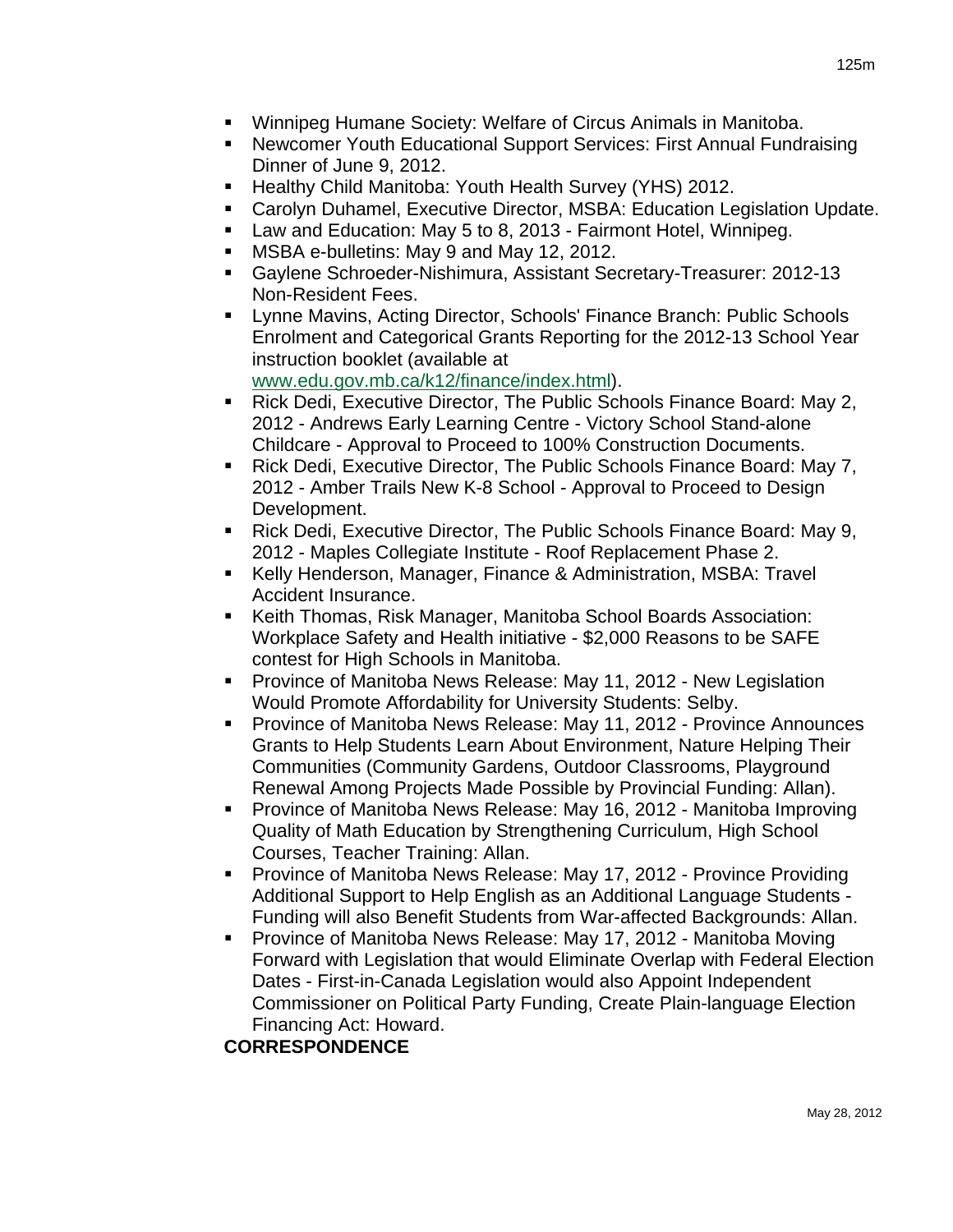- Winnipeg Humane Society: Welfare of Circus Animals in Manitoba.
- Newcomer Youth Educational Support Services: First Annual Fundraising Dinner of June 9, 2012.
- Healthy Child Manitoba: Youth Health Survey (YHS) 2012.
- Carolyn Duhamel, Executive Director, MSBA: Education Legislation Update.
- Law and Education: May 5 to 8, 2013 - Fairmont Hotel, Winnipeg.
- MSBA e-bulletins: May 9 and May 12, 2012.
- Gaylene Schroeder-Nishimura, Assistant Secretary-Treasurer: 2012-13 Non-Resident Fees.
- Lynne Mavins, Acting Director, Schools' Finance Branch: Public Schools Enrolment and Categorical Grants Reporting for the 2012-13 School Year instruction booklet (available at www.edu.gov.mb.ca/k12/finance/index.html).
- Rick Dedi, Executive Director, The Public Schools Finance Board: May 2, 2012 - Andrews Early Learning Centre - Victory School Stand-alone Childcare - Approval to Proceed to 100% Construction Documents.
- Rick Dedi, Executive Director, The Public Schools Finance Board: May 7, 2012 - Amber Trails New K-8 School - Approval to Proceed to Design Development.
- Rick Dedi, Executive Director, The Public Schools Finance Board: May 9, 2012 - Maples Collegiate Institute - Roof Replacement Phase 2.
- Kelly Henderson, Manager, Finance & Administration, MSBA: Travel Accident Insurance.
- Keith Thomas, Risk Manager, Manitoba School Boards Association: Workplace Safety and Health initiative - $2,000 Reasons to be SAFE contest for High Schools in Manitoba.
- Province of Manitoba News Release: May 11, 2012 - New Legislation Would Promote Affordability for University Students: Selby.
- Province of Manitoba News Release: May 11, 2012 - Province Announces Grants to Help Students Learn About Environment, Nature Helping Their Communities (Community Gardens, Outdoor Classrooms, Playground Renewal Among Projects Made Possible by Provincial Funding: Allan).
- Province of Manitoba News Release: May 16, 2012 - Manitoba Improving Quality of Math Education by Strengthening Curriculum, High School Courses, Teacher Training: Allan.
- Province of Manitoba News Release: May 17, 2012 - Province Providing Additional Support to Help English as an Additional Language Students - Funding will also Benefit Students from War-affected Backgrounds: Allan.
- Province of Manitoba News Release: May 17, 2012 - Manitoba Moving Forward with Legislation that would Eliminate Overlap with Federal Election Dates - First-in-Canada Legislation would also Appoint Independent Commissioner on Political Party Funding, Create Plain-language Election Financing Act: Howard.

**CORRESPONDENCE**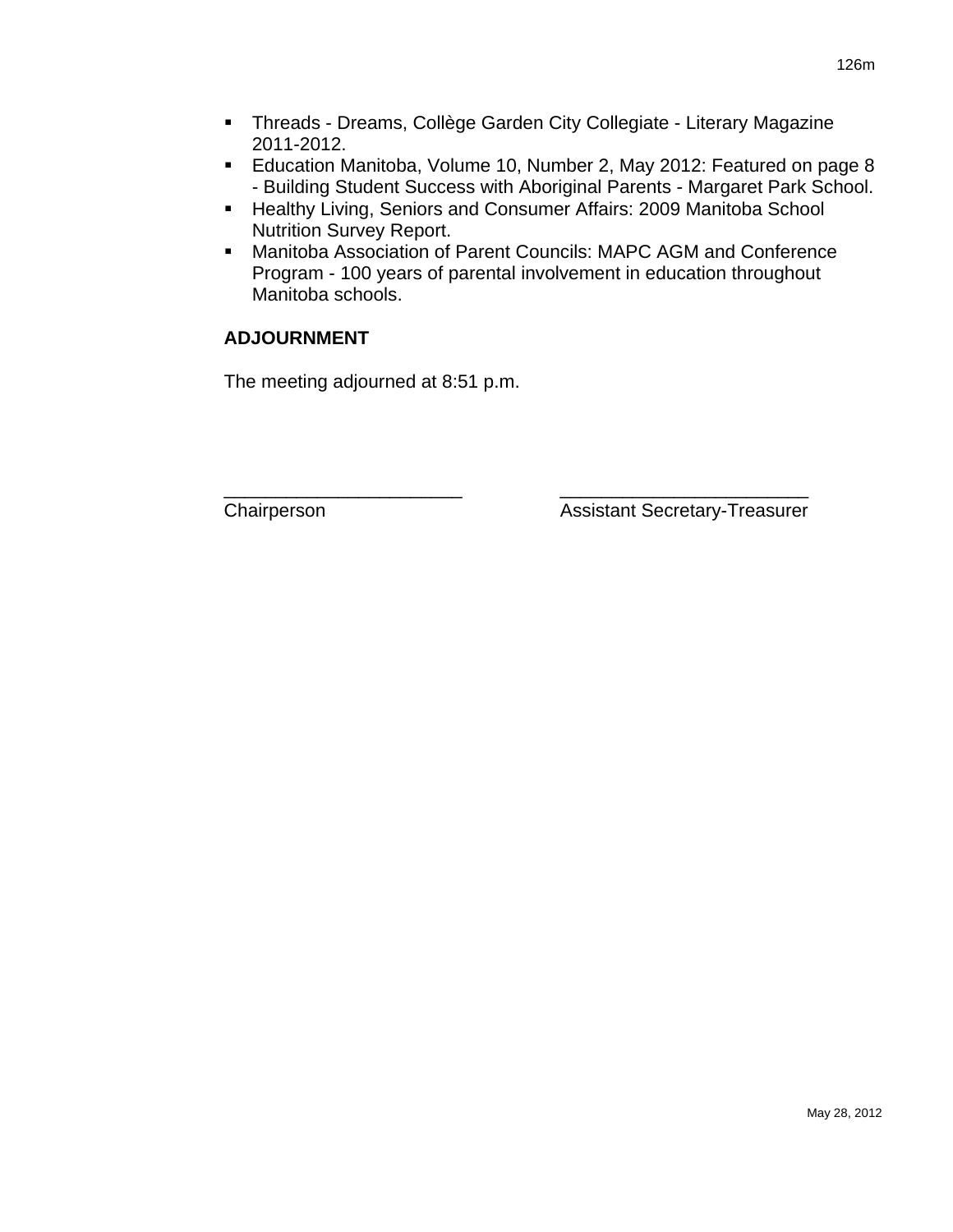- Threads - Dreams, Collège Garden City Collegiate - Literary Magazine 2011-2012.
- Education Manitoba, Volume 10, Number 2, May 2012: Featured on page 8 - Building Student Success with Aboriginal Parents - Margaret Park School.
- Healthy Living, Seniors and Consumer Affairs: 2009 Manitoba School Nutrition Survey Report.
- Manitoba Association of Parent Councils: MAPC AGM and Conference Program - 100 years of parental involvement in education throughout Manitoba schools.

**ADJOURNMENT**

The meeting adjourned at 8:51 p.m.

_______________________ _______________________

Chairperson Assistant Secretary-Treasurer